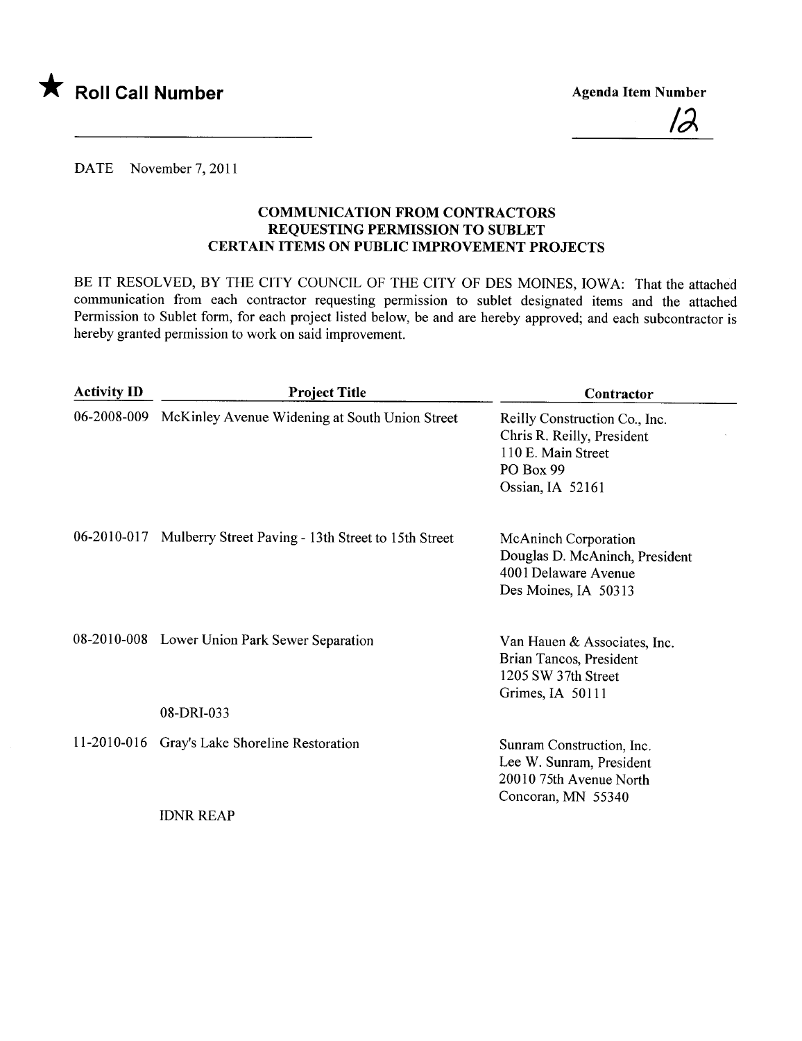★ **Roll Call Number**

**Agenda Item Number**

12

DATE November 7, 2011

## COMMUNICATION FROM CONTRACTORS REQUESTING PERMISSION TO SUBLET CERTAIN ITEMS ON PUBLIC IMPROVEMENT PROJECTS

BE IT RESOLVED, BY THE CITY COUNCIL OF THE CITY OF DES MOINES, IOWA: That the attached communication from each contractor requesting permission to sublet designated items and the attached Permission to Sublet form, for each project listed below, be and are hereby approved; and each subcontractor is hereby granted permission to work on said improvement.

| Activity ID | Project Title | Contractor |
|---|---|---|
| 06-2008-009 | McKinley Avenue Widening at South Union Street | Reilly Construction Co., Inc.<br>Chris R. Reilly, President<br>110 E. Main Street<br>PO Box 99<br>Ossian, IA 52161 |
| 06-2010-017 | Mulberry Street Paving - 13th Street to 15th Street | McAninch Corporation<br>Douglas D. McAninch, President<br>4001 Delaware Avenue<br>Des Moines, IA 50313 |
| 08-2010-008 | Lower Union Park Sewer Separation<br><br>08-DRI-033 | Van Hauen & Associates, Inc.<br>Brian Tancos, President<br>1205 SW 37th Street<br>Grimes, IA 50111 |
| 11-2010-016 | Gray's Lake Shoreline Restoration<br><br>IDNR REAP | Sunram Construction, Inc.<br>Lee W. Sunram, President<br>20010 75th Avenue North<br>Concoran, MN 55340 |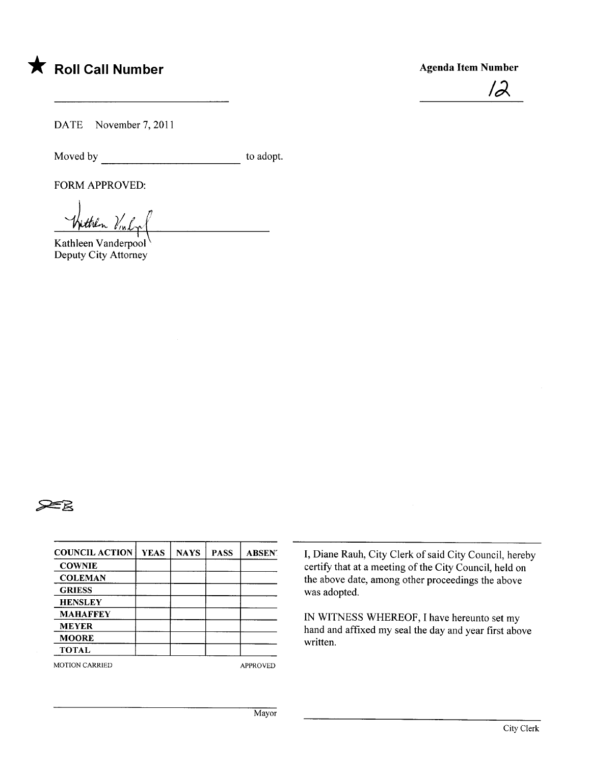# ★ Roll Call Number

**Agenda Item Number**

12

DATE November 7, 2011

Moved by ______________________ to adopt.

FORM APPROVED:

Kathleen Vanderpool
Deputy City Attorney

| COUNCIL ACTION | YEAS | NAYS | PASS | ABSENT |
|---|---|---|---|---|
| COWNIE | | | | |
| COLEMAN | | | | |
| GRIESS | | | | |
| HENSLEY | | | | |
| MAHAFFEY | | | | |
| MEYER | | | | |
| MOORE | | | | |
| TOTAL | | | | |

MOTION CARRIED APPROVED

______________________
Mayor

I, Diane Rauh, City Clerk of said City Council, hereby certify that at a meeting of the City Council, held on the above date, among other proceedings the above was adopted.

IN WITNESS WHEREOF, I have hereunto set my hand and affixed my seal the day and year first above written.

______________________
City Clerk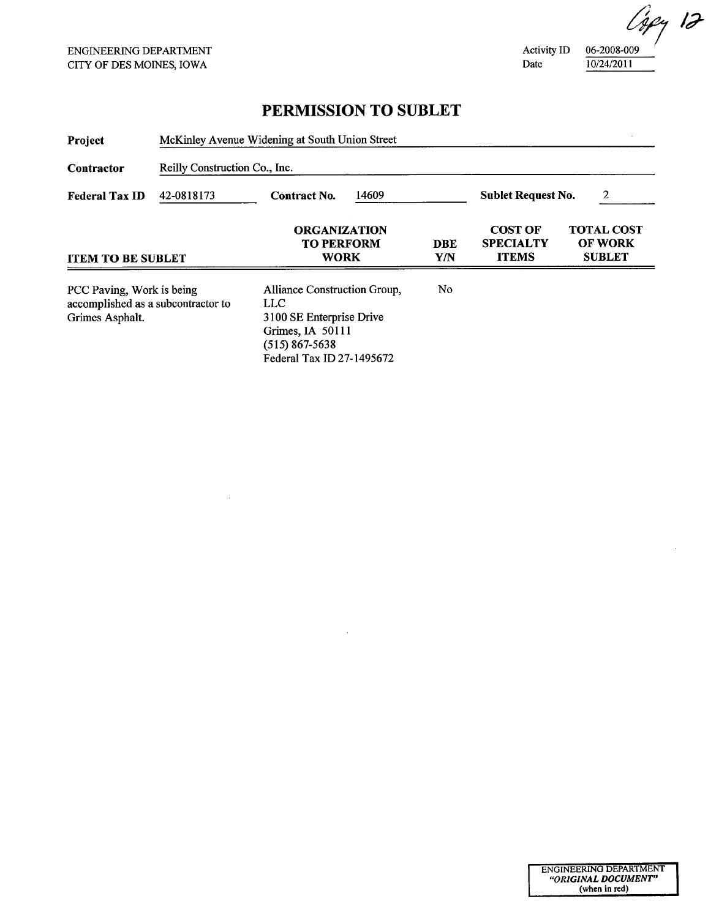Copy 12

ENGINEERING DEPARTMENT
CITY OF DES MOINES, IOWA

Activity ID 06-2008-009
Date 10/24/2011

# PERMISSION TO SUBLET

**Project** McKinley Avenue Widening at South Union Street

**Contractor** Reilly Construction Co., Inc.

**Federal Tax ID** 42-0818173 **Contract No.** 14609 **Sublet Request No.** 2

| ITEM TO BE SUBLET | ORGANIZATION TO PERFORM WORK | DBE Y/N | COST OF SPECIALTY ITEMS | TOTAL COST OF WORK SUBLET |
|---|---|---|---|---|
| PCC Paving, Work is being accomplished as a subcontractor to Grimes Asphalt. | Alliance Construction Group, LLC<br>3100 SE Enterprise Drive<br>Grimes, IA 50111<br>(515) 867-5638<br>Federal Tax ID 27-1495672 | No | | |

ENGINEERING DEPARTMENT
*"ORIGINAL DOCUMENT"*
(when in red)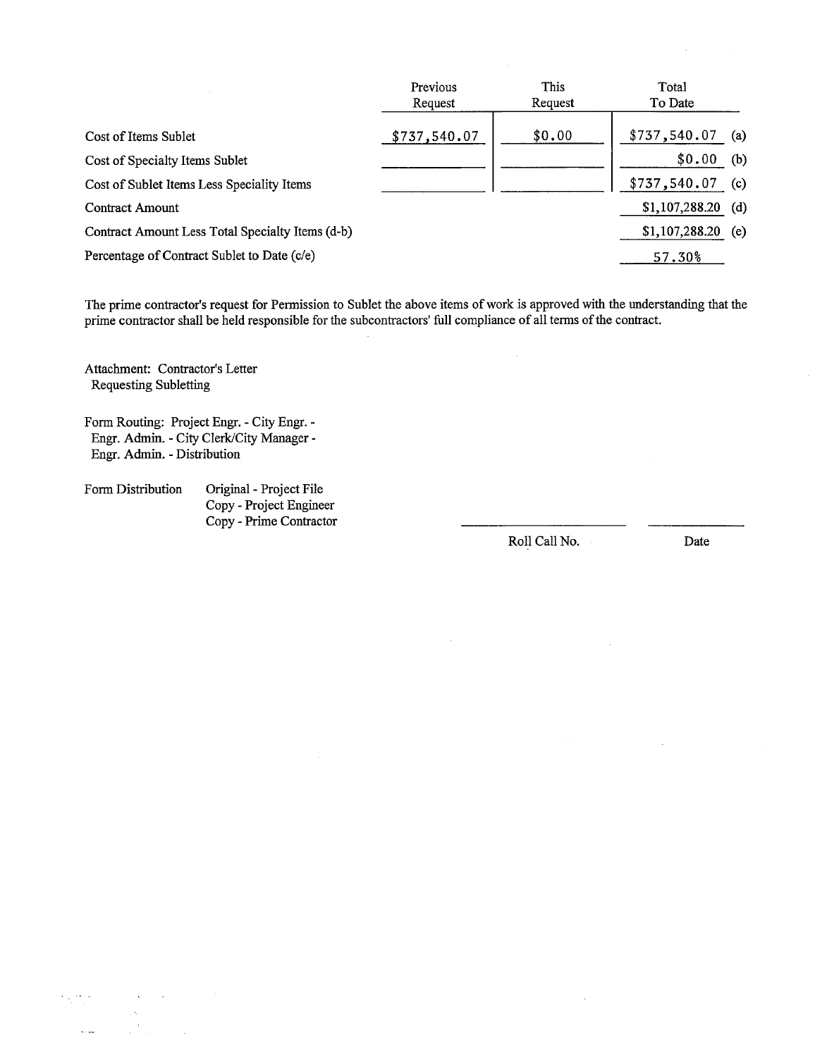| | Previous Request | This Request | Total To Date | |
|---|---|---|---|---|
| Cost of Items Sublet | $737,540.07 | $0.00 | $737,540.07 | (a) |
| Cost of Specialty Items Sublet | | | $0.00 | (b) |
| Cost of Sublet Items Less Speciality Items | | | $737,540.07 | (c) |
| Contract Amount | | | $1,107,288.20 | (d) |
| Contract Amount Less Total Specialty Items (d-b) | | | $1,107,288.20 | (e) |
| Percentage of Contract Sublet to Date (c/e) | | | 57.30% | |

The prime contractor's request for Permission to Sublet the above items of work is approved with the understanding that the prime contractor shall be held responsible for the subcontractors' full compliance of all terms of the contract.

Attachment: Contractor's Letter
Requesting Subletting

Form Routing: Project Engr. - City Engr. -
Engr. Admin. - City Clerk/City Manager -
Engr. Admin. - Distribution

Form Distribution
- Original - Project File
- Copy - Project Engineer
- Copy - Prime Contractor

Roll Call No. ____________ Date ____________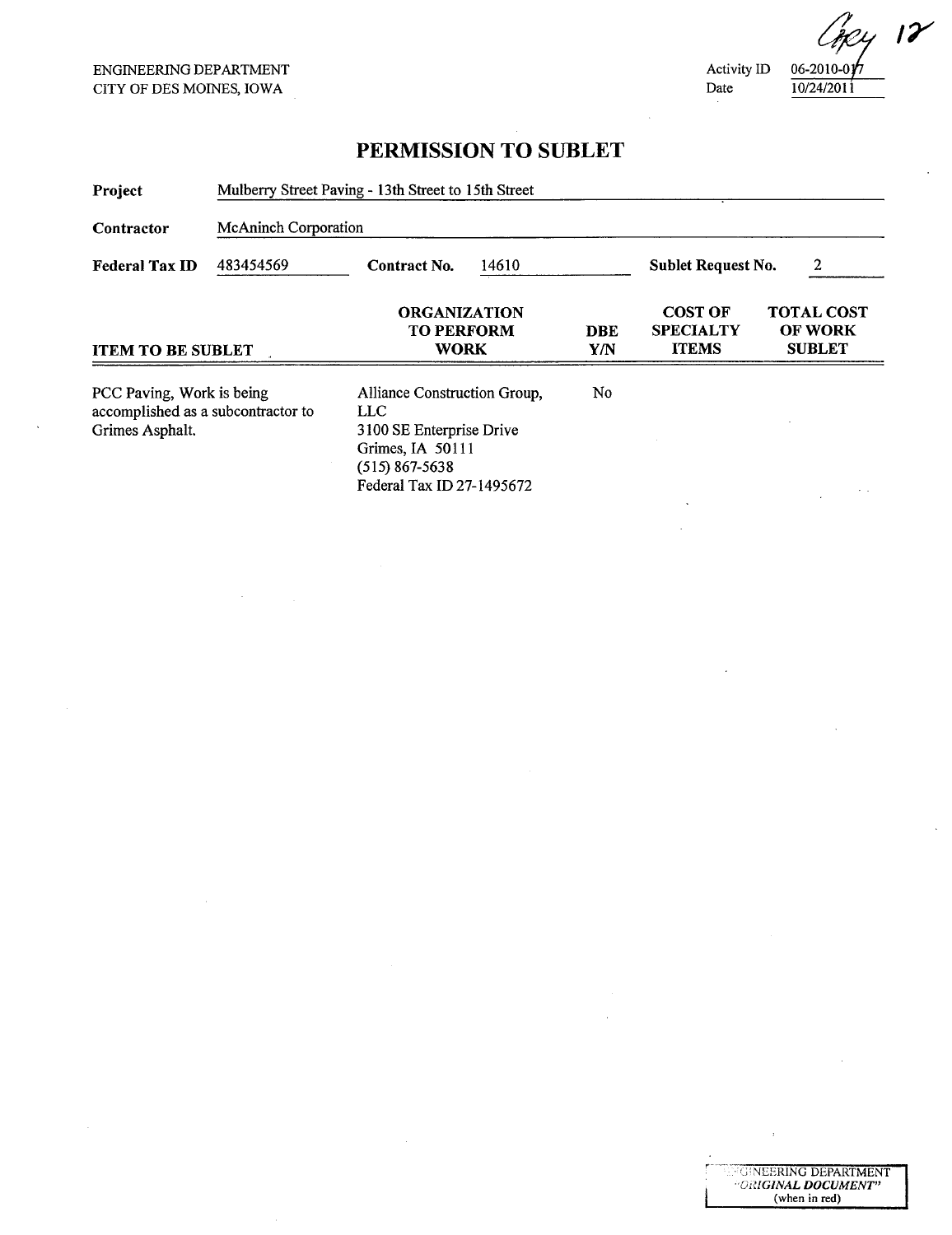ENGINEERING DEPARTMENT
CITY OF DES MOINES, IOWA

Copy 17

Activity ID 06-2010-017
Date 10/24/2011

# PERMISSION TO SUBLET

**Project** Mulberry Street Paving - 13th Street to 15th Street

**Contractor** McAninch Corporation

**Federal Tax ID** 483454569 **Contract No.** 14610 **Sublet Request No.** 2

| ITEM TO BE SUBLET | ORGANIZATION TO PERFORM WORK | DBE Y/N | COST OF SPECIALTY ITEMS | TOTAL COST OF WORK SUBLET |
|---|---|---|---|---|
| PCC Paving, Work is being accomplished as a subcontractor to Grimes Asphalt. | Alliance Construction Group, LLC<br>3100 SE Enterprise Drive<br>Grimes, IA 50111<br>(515) 867-5638<br>Federal Tax ID 27-1495672 | No | | |

ENGINEERING DEPARTMENT
"ORIGINAL DOCUMENT"
(when in red)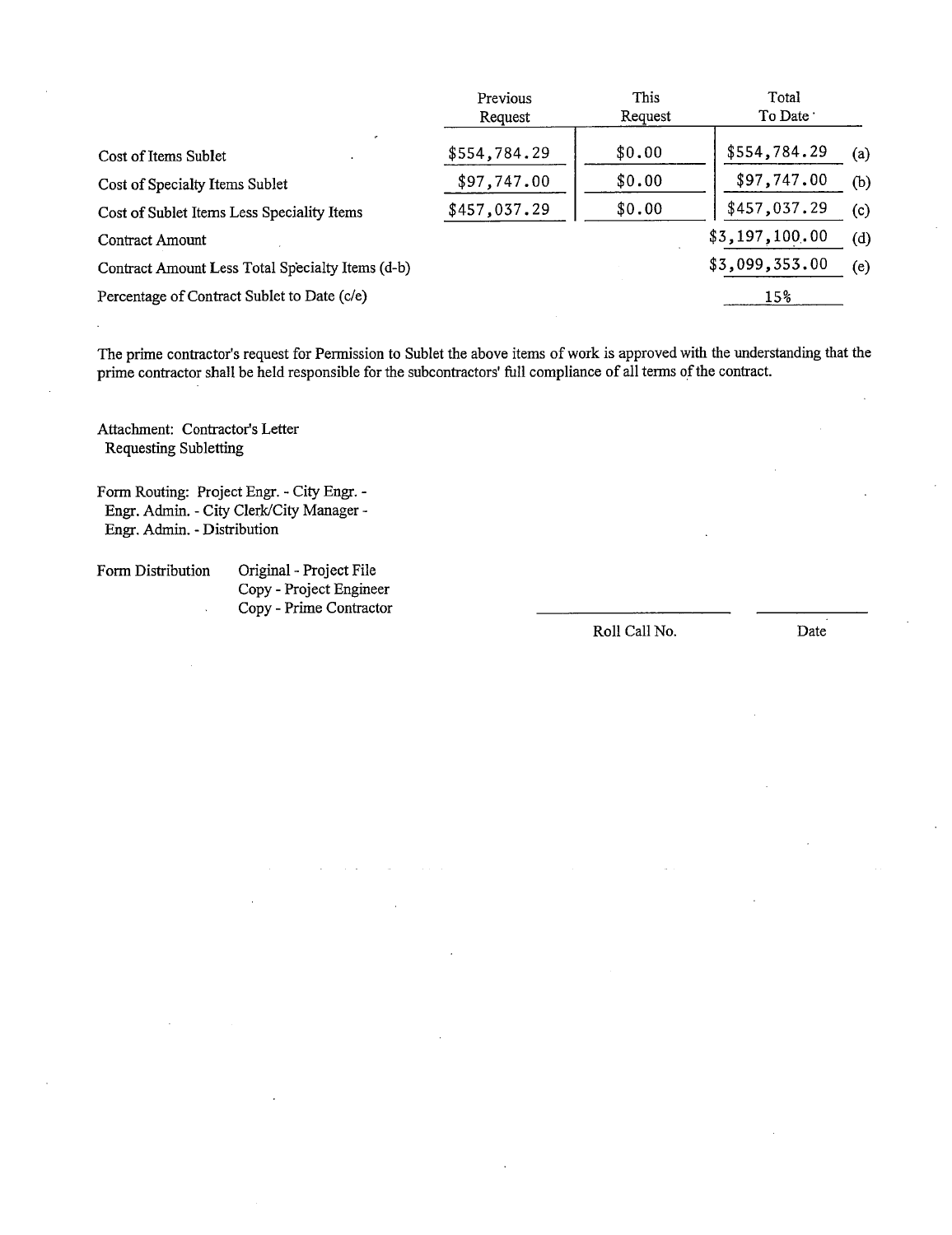| | Previous Request | This Request | Total To Date | |
|---|---|---|---|---|
| Cost of Items Sublet | $554,784.29 | $0.00 | $554,784.29 | (a) |
| Cost of Specialty Items Sublet | $97,747.00 | $0.00 | $97,747.00 | (b) |
| Cost of Sublet Items Less Speciality Items | $457,037.29 | $0.00 | $457,037.29 | (c) |
| Contract Amount | | | $3,197,100.00 | (d) |
| Contract Amount Less Total Specialty Items (d-b) | | | $3,099,353.00 | (e) |
| Percentage of Contract Sublet to Date (c/e) | | | 15% | |

The prime contractor's request for Permission to Sublet the above items of work is approved with the understanding that the prime contractor shall be held responsible for the subcontractors' full compliance of all terms of the contract.

Attachment: Contractor's Letter
Requesting Subletting

Form Routing: Project Engr. - City Engr. -
Engr. Admin. - City Clerk/City Manager -
Engr. Admin. - Distribution

Form Distribution
Original - Project File
Copy - Project Engineer
Copy - Prime Contractor

Roll Call No. ____________ Date ____________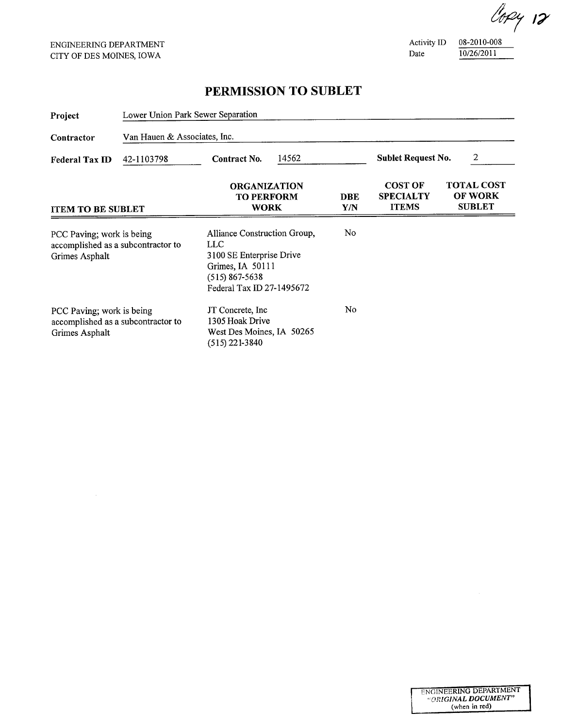Copy 12

ENGINEERING DEPARTMENT
CITY OF DES MOINES, IOWA

Activity ID 08-2010-008
Date 10/26/2011

# PERMISSION TO SUBLET

**Project** Lower Union Park Sewer Separation

**Contractor** Van Hauen & Associates, Inc.

**Federal Tax ID** 42-1103798 **Contract No.** 14562 **Sublet Request No.** 2

| ITEM TO BE SUBLET | ORGANIZATION TO PERFORM WORK | DBE Y/N | COST OF SPECIALTY ITEMS | TOTAL COST OF WORK SUBLET |
|---|---|---|---|---|
| PCC Paving; work is being accomplished as a subcontractor to Grimes Asphalt | Alliance Construction Group, LLC<br>3100 SE Enterprise Drive<br>Grimes, IA 50111<br>(515) 867-5638<br>Federal Tax ID 27-1495672 | No | | |
| PCC Paving; work is being accomplished as a subcontractor to Grimes Asphalt | JT Concrete, Inc<br>1305 Hoak Drive<br>West Des Moines, IA 50265<br>(515) 221-3840 | No | | |

ENGINEERING DEPARTMENT
*"ORIGINAL DOCUMENT"*
(when in red)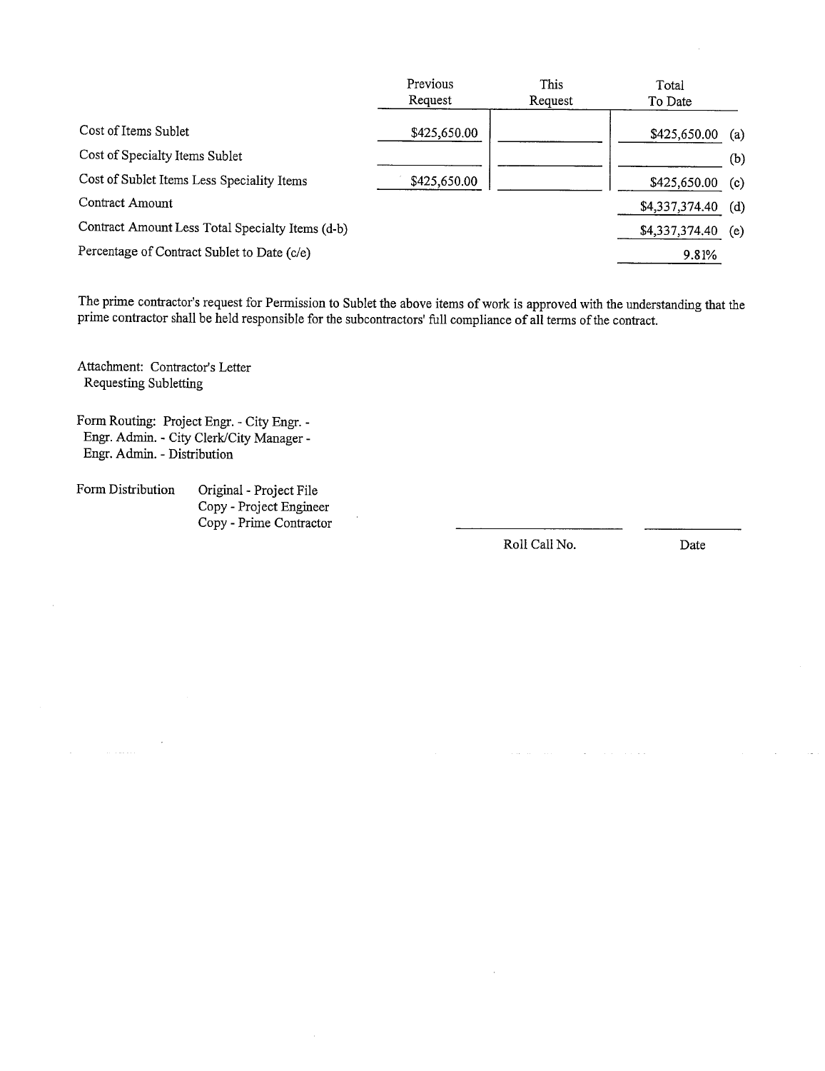| | Previous Request | This Request | Total To Date | |
|---|---|---|---|---|
| Cost of Items Sublet | $425,650.00 | | $425,650.00 | (a) |
| Cost of Specialty Items Sublet | | | | (b) |
| Cost of Sublet Items Less Speciality Items | $425,650.00 | | $425,650.00 | (c) |
| Contract Amount | | | $4,337,374.40 | (d) |
| Contract Amount Less Total Specialty Items (d-b) | | | $4,337,374.40 | (e) |
| Percentage of Contract Sublet to Date (c/e) | | | 9.81% | |

The prime contractor's request for Permission to Sublet the above items of work is approved with the understanding that the prime contractor shall be held responsible for the subcontractors' full compliance of all terms of the contract.

Attachment: Contractor's Letter
Requesting Subletting

Form Routing: Project Engr. - City Engr. -
Engr. Admin. - City Clerk/City Manager -
Engr. Admin. - Distribution

Form Distribution
- Original - Project File
- Copy - Project Engineer
- Copy - Prime Contractor

\_\_\_\_\_\_\_\_\_\_\_\_\_\_\_\_\_\_\_\_ \_\_\_\_\_\_\_\_\_\_\_\_

Roll Call No. Date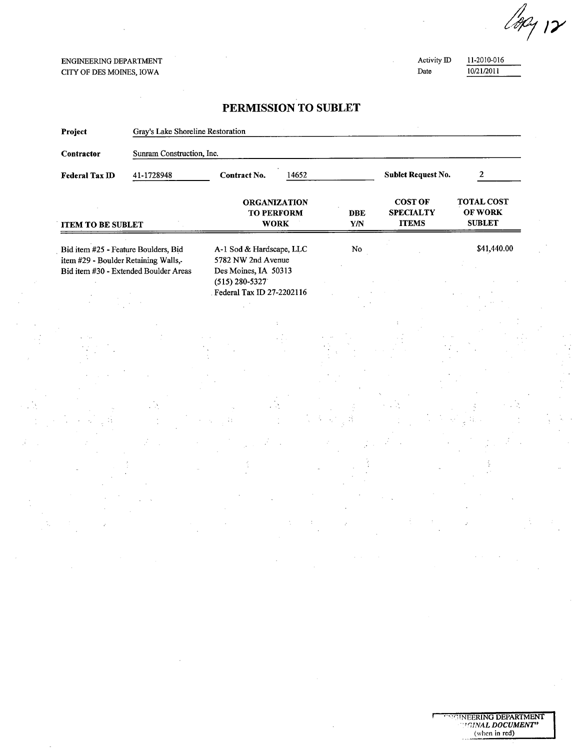Copy 12

ENGINEERING DEPARTMENT
CITY OF DES MOINES, IOWA

Activity ID 11-2010-016
Date 10/21/2011

# PERMISSION TO SUBLET

**Project** Gray's Lake Shoreline Restoration

**Contractor** Sunram Construction, Inc.

**Federal Tax ID** 41-1728948 **Contract No.** 14652 **Sublet Request No.** 2

| ITEM TO BE SUBLET | ORGANIZATION TO PERFORM WORK | DBE Y/N | COST OF SPECIALTY ITEMS | TOTAL COST OF WORK SUBLET |
|---|---|---|---|---|
| Bid item #25 - Feature Boulders, Bid item #29 - Boulder Retaining Walls, Bid item #30 - Extended Boulder Areas | A-1 Sod & Hardscape, LLC<br>5782 NW 2nd Avenue<br>Des Moines, IA 50313<br>(515) 280-5327<br>Federal Tax ID 27-2202116 | No | | $41,440.00 |

ENGINEERING DEPARTMENT
"ORIGINAL DOCUMENT"
(when in red)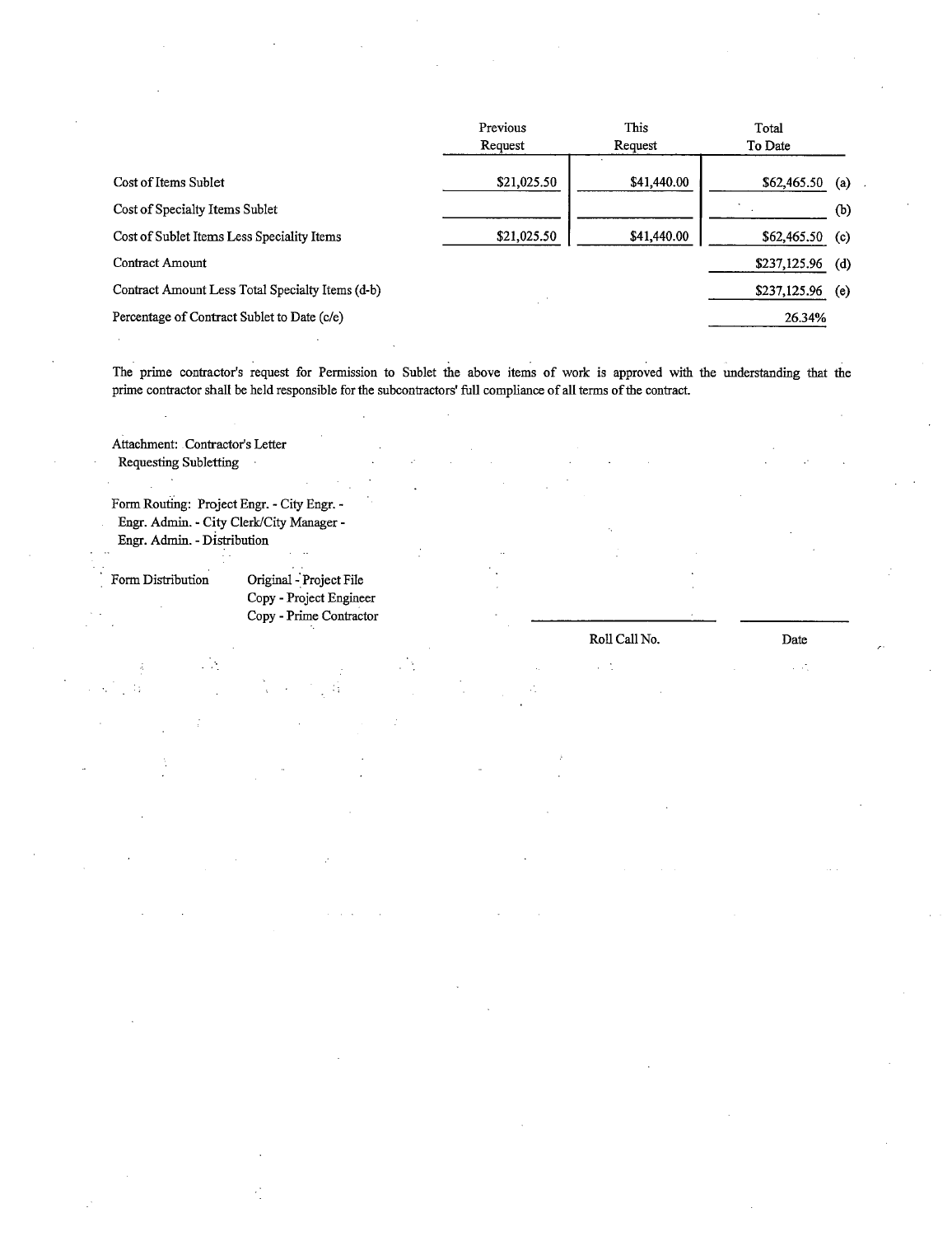| | Previous Request | This Request | Total To Date | |
|---|---|---|---|---|
| Cost of Items Sublet | $21,025.50 | $41,440.00 | $62,465.50 | (a) |
| Cost of Specialty Items Sublet | | | | (b) |
| Cost of Sublet Items Less Speciality Items | $21,025.50 | $41,440.00 | $62,465.50 | (c) |
| Contract Amount | | | $237,125.96 | (d) |
| Contract Amount Less Total Specialty Items (d-b) | | | $237,125.96 | (e) |
| Percentage of Contract Sublet to Date (c/e) | | | 26.34% | |

The prime contractor's request for Permission to Sublet the above items of work is approved with the understanding that the prime contractor shall be held responsible for the subcontractors' full compliance of all terms of the contract.

Attachment: Contractor's Letter
Requesting Subletting

Form Routing: Project Engr. - City Engr. - Engr. Admin. - City Clerk/City Manager - Engr. Admin. - Distribution

Form Distribution
Original - Project File
Copy - Project Engineer
Copy - Prime Contractor

Roll Call No. ____________ Date ____________